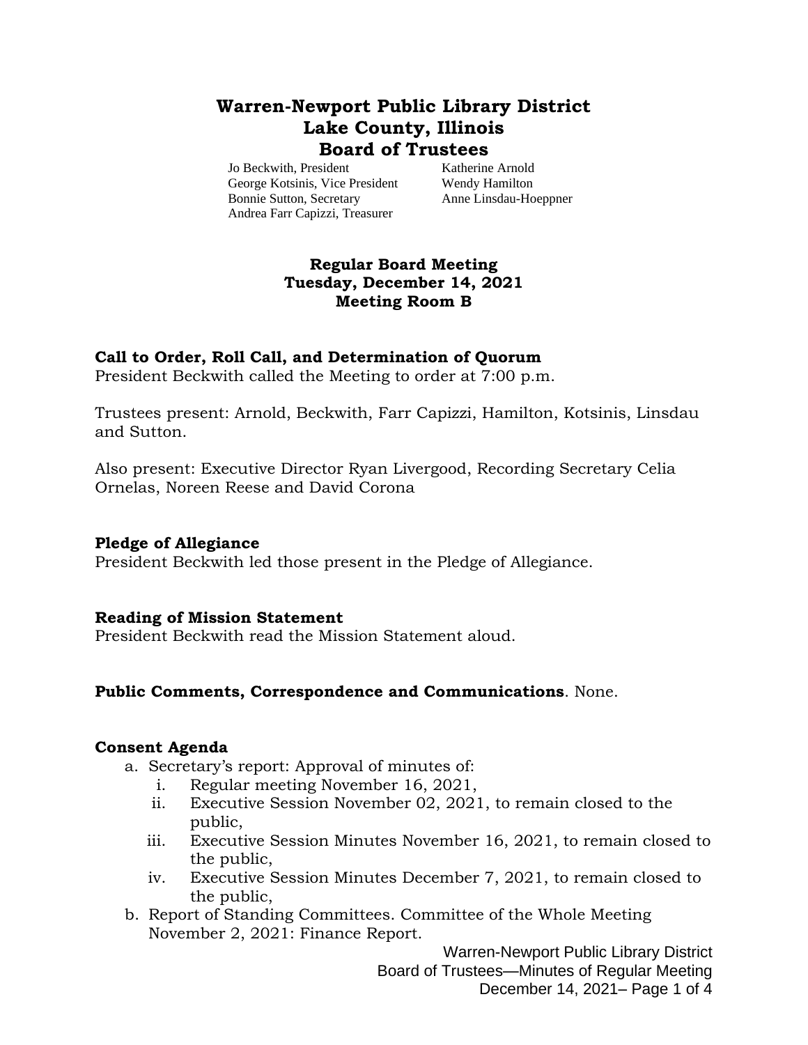# Warren-Newport Public Library District
# Lake County, Illinois
# Board of Trustees

Jo Beckwith, President
George Kotsinis, Vice President
Bonnie Sutton, Secretary
Andrea Farr Capizzi, Treasurer
Katherine Arnold
Wendy Hamilton
Anne Linsdau-Hoeppner

## Regular Board Meeting
## Tuesday, December 14, 2021
## Meeting Room B

**Call to Order, Roll Call, and Determination of Quorum**
President Beckwith called the Meeting to order at 7:00 p.m.

Trustees present: Arnold, Beckwith, Farr Capizzi, Hamilton, Kotsinis, Linsdau and Sutton.

Also present: Executive Director Ryan Livergood, Recording Secretary Celia Ornelas, Noreen Reese and David Corona

**Pledge of Allegiance**
President Beckwith led those present in the Pledge of Allegiance.

**Reading of Mission Statement**
President Beckwith read the Mission Statement aloud.

**Public Comments, Correspondence and Communications**. None.

**Consent Agenda**

a. Secretary's report: Approval of minutes of:
   i. Regular meeting November 16, 2021,
   ii. Executive Session November 02, 2021, to remain closed to the public,
   iii. Executive Session Minutes November 16, 2021, to remain closed to the public,
   iv. Executive Session Minutes December 7, 2021, to remain closed to the public,
b. Report of Standing Committees. Committee of the Whole Meeting November 2, 2021: Finance Report.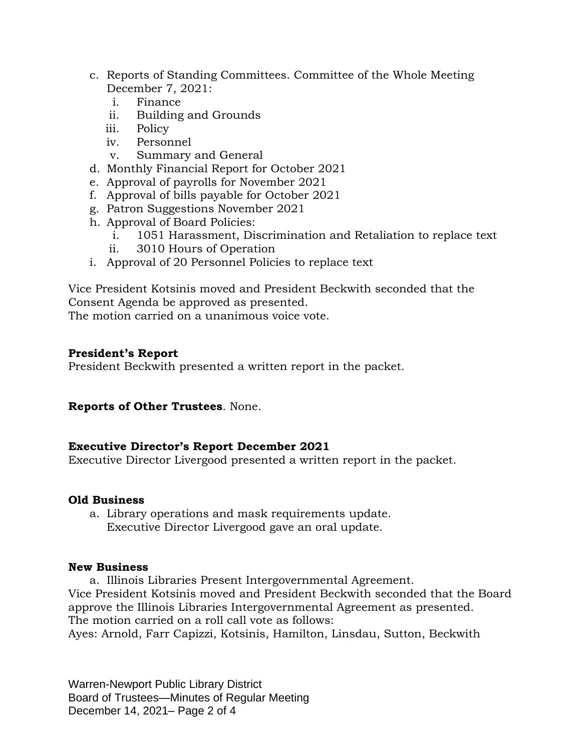c. Reports of Standing Committees. Committee of the Whole Meeting December 7, 2021:
    i. Finance
    ii. Building and Grounds
    iii. Policy
    iv. Personnel
    v. Summary and General
d. Monthly Financial Report for October 2021
e. Approval of payrolls for November 2021
f. Approval of bills payable for October 2021
g. Patron Suggestions November 2021
h. Approval of Board Policies:
    i. 1051 Harassment, Discrimination and Retaliation to replace text
    ii. 3010 Hours of Operation
i. Approval of 20 Personnel Policies to replace text

Vice President Kotsinis moved and President Beckwith seconded that the Consent Agenda be approved as presented.
The motion carried on a unanimous voice vote.

**President's Report**
President Beckwith presented a written report in the packet.

**Reports of Other Trustees**. None.

**Executive Director's Report December 2021**
Executive Director Livergood presented a written report in the packet.

**Old Business**

a. Library operations and mask requirements update.
   Executive Director Livergood gave an oral update.

**New Business**

a. Illinois Libraries Present Intergovernmental Agreement.

Vice President Kotsinis moved and President Beckwith seconded that the Board approve the Illinois Libraries Intergovernmental Agreement as presented.
The motion carried on a roll call vote as follows:
Ayes: Arnold, Farr Capizzi, Kotsinis, Hamilton, Linsdau, Sutton, Beckwith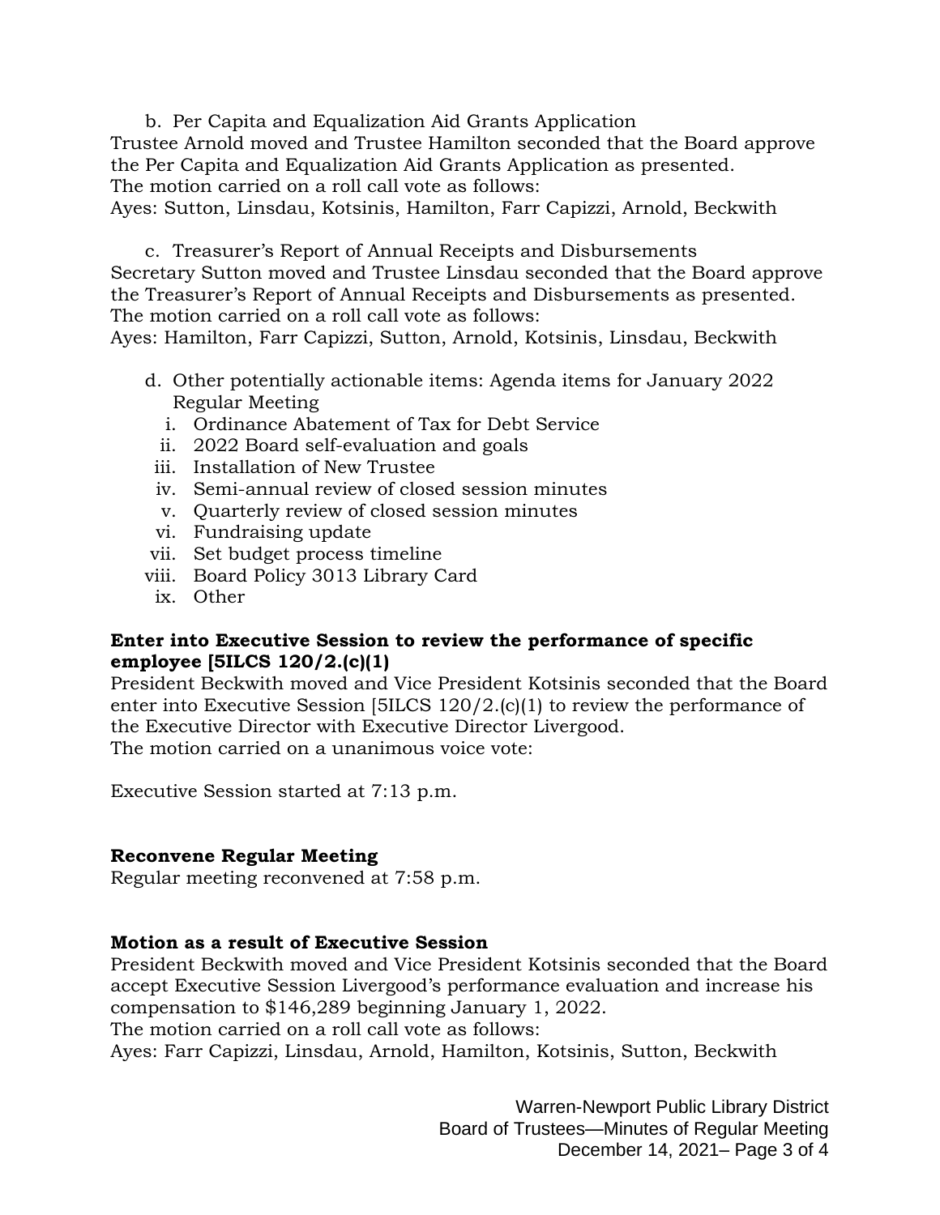b. Per Capita and Equalization Aid Grants Application

Trustee Arnold moved and Trustee Hamilton seconded that the Board approve the Per Capita and Equalization Aid Grants Application as presented.
The motion carried on a roll call vote as follows:
Ayes: Sutton, Linsdau, Kotsinis, Hamilton, Farr Capizzi, Arnold, Beckwith

c. Treasurer's Report of Annual Receipts and Disbursements

Secretary Sutton moved and Trustee Linsdau seconded that the Board approve the Treasurer's Report of Annual Receipts and Disbursements as presented.
The motion carried on a roll call vote as follows:
Ayes: Hamilton, Farr Capizzi, Sutton, Arnold, Kotsinis, Linsdau, Beckwith

d. Other potentially actionable items: Agenda items for January 2022 Regular Meeting
   i. Ordinance Abatement of Tax for Debt Service
   ii. 2022 Board self-evaluation and goals
   iii. Installation of New Trustee
   iv. Semi-annual review of closed session minutes
   v. Quarterly review of closed session minutes
   vi. Fundraising update
   vii. Set budget process timeline
   viii. Board Policy 3013 Library Card
   ix. Other

**Enter into Executive Session to review the performance of specific employee [5ILCS 120/2.(c)(1)**

President Beckwith moved and Vice President Kotsinis seconded that the Board enter into Executive Session [5ILCS 120/2.(c)(1) to review the performance of the Executive Director with Executive Director Livergood.
The motion carried on a unanimous voice vote:

Executive Session started at 7:13 p.m.

**Reconvene Regular Meeting**

Regular meeting reconvened at 7:58 p.m.

**Motion as a result of Executive Session**

President Beckwith moved and Vice President Kotsinis seconded that the Board accept Executive Session Livergood's performance evaluation and increase his compensation to $146,289 beginning January 1, 2022.
The motion carried on a roll call vote as follows:
Ayes: Farr Capizzi, Linsdau, Arnold, Hamilton, Kotsinis, Sutton, Beckwith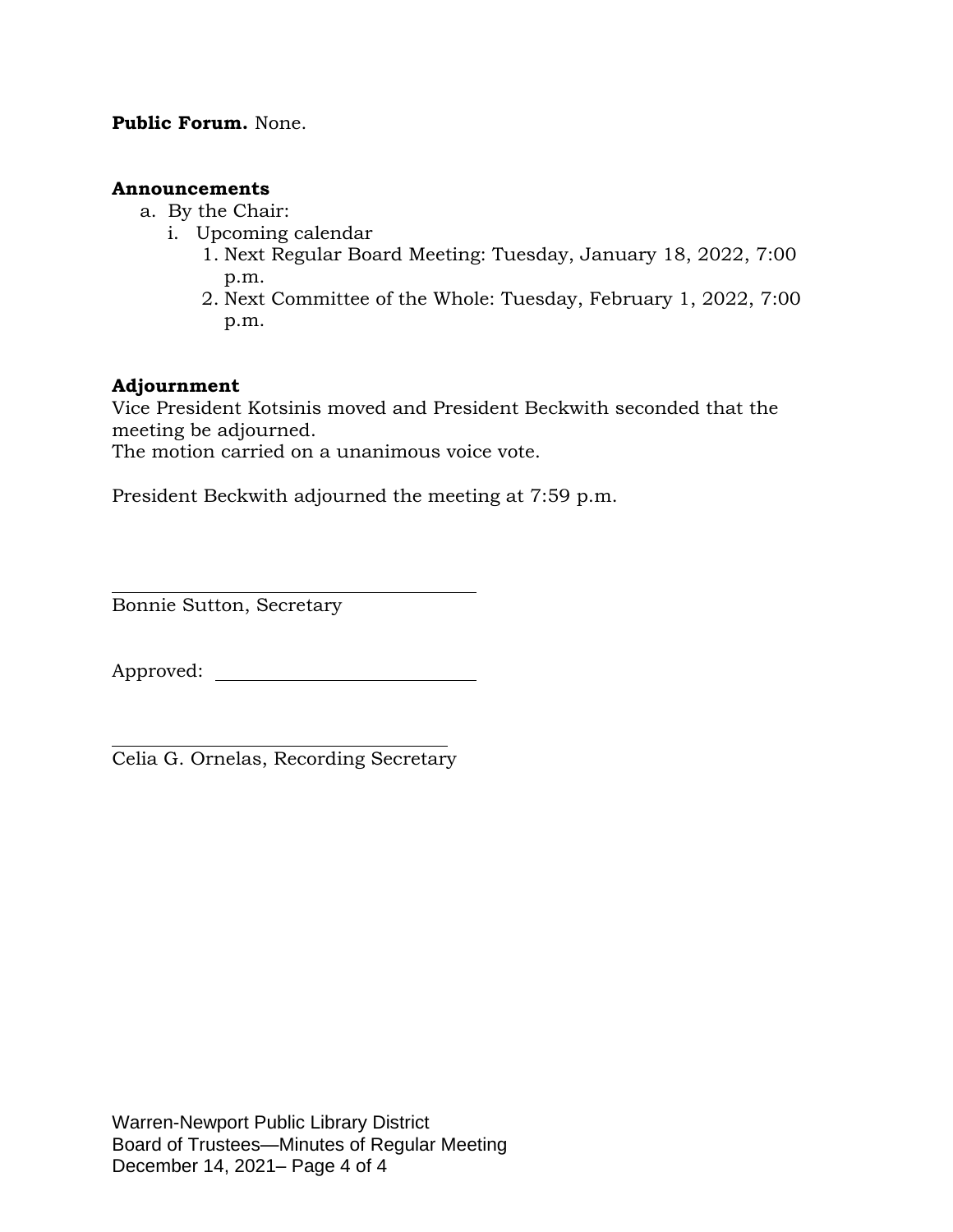**Public Forum.** None.

**Announcements**

a. By the Chair:
   i. Upcoming calendar
      1. Next Regular Board Meeting: Tuesday, January 18, 2022, 7:00 p.m.
      2. Next Committee of the Whole: Tuesday, February 1, 2022, 7:00 p.m.

**Adjournment**

Vice President Kotsinis moved and President Beckwith seconded that the meeting be adjourned.
The motion carried on a unanimous voice vote.

President Beckwith adjourned the meeting at 7:59 p.m.

______________________________
Bonnie Sutton, Secretary

Approved: ____________________

______________________________
Celia G. Ornelas, Recording Secretary